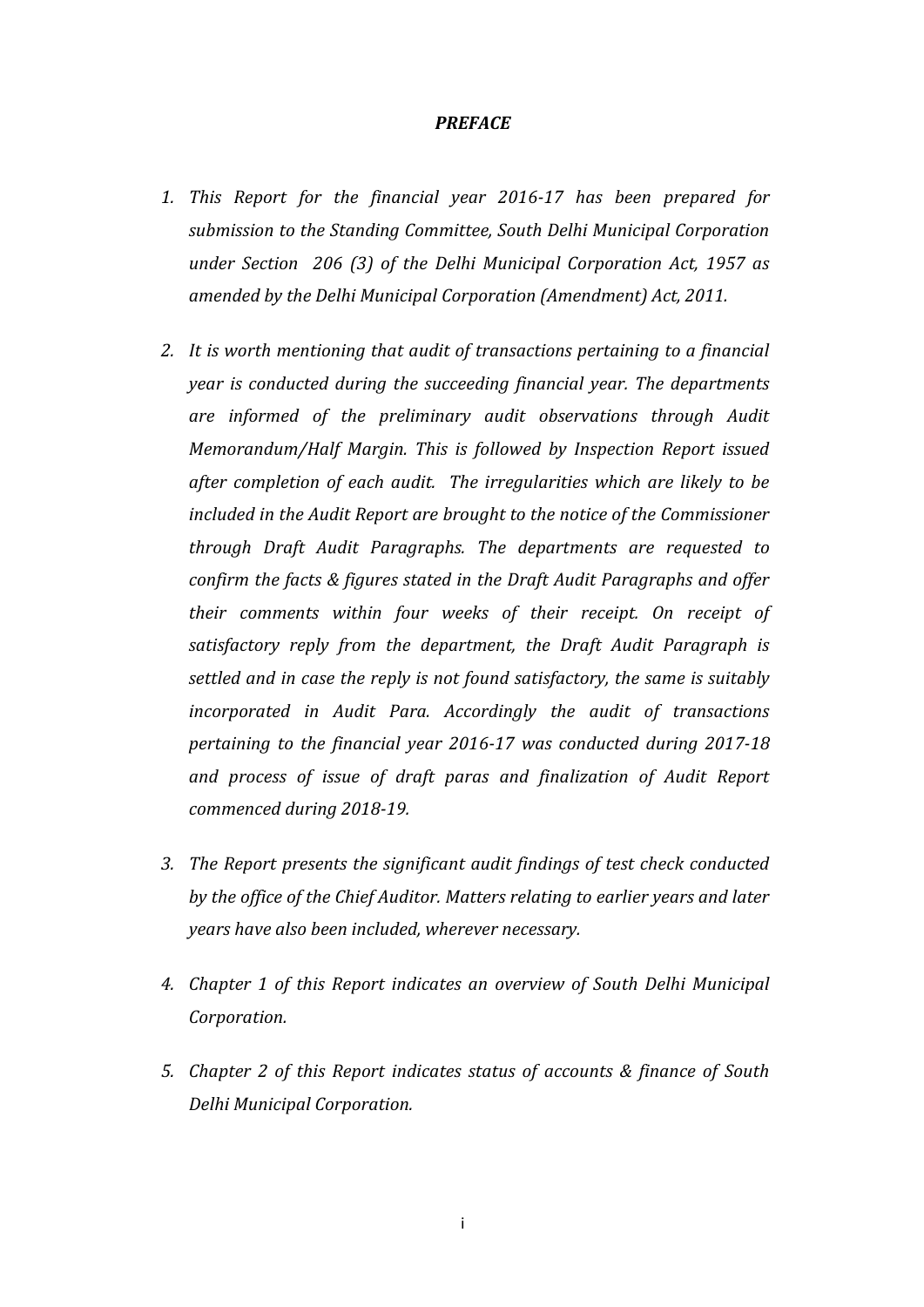## *PREFACE*

1. *This Report for the financial year 2016-17 has been prepared for submission to the Standing Committee, South Delhi Municipal Corporation under Section 206 (3) of the Delhi Municipal Corporation Act, 1957 as amended by the Delhi Municipal Corporation (Amendment) Act, 2011.*

2. *It is worth mentioning that audit of transactions pertaining to a financial year is conducted during the succeeding financial year. The departments are informed of the preliminary audit observations through Audit Memorandum/Half Margin. This is followed by Inspection Report issued after completion of each audit. The irregularities which are likely to be included in the Audit Report are brought to the notice of the Commissioner through Draft Audit Paragraphs. The departments are requested to confirm the facts & figures stated in the Draft Audit Paragraphs and offer their comments within four weeks of their receipt. On receipt of satisfactory reply from the department, the Draft Audit Paragraph is settled and in case the reply is not found satisfactory, the same is suitably incorporated in Audit Para. Accordingly the audit of transactions pertaining to the financial year 2016-17 was conducted during 2017-18 and process of issue of draft paras and finalization of Audit Report commenced during 2018-19.*

3. *The Report presents the significant audit findings of test check conducted by the office of the Chief Auditor. Matters relating to earlier years and later years have also been included, wherever necessary.*

4. *Chapter 1 of this Report indicates an overview of South Delhi Municipal Corporation.*

5. *Chapter 2 of this Report indicates status of accounts & finance of South Delhi Municipal Corporation.*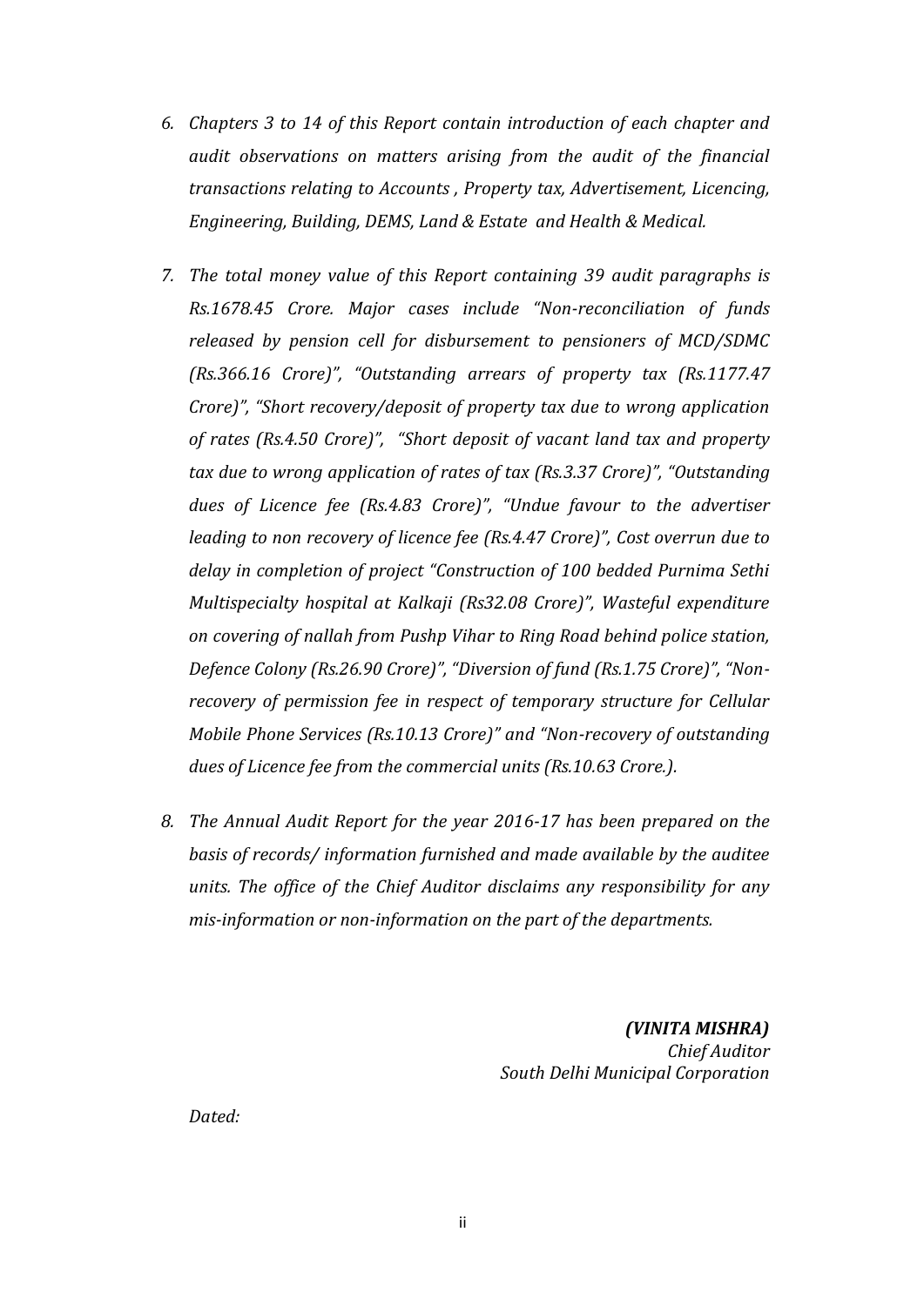6. *Chapters 3 to 14 of this Report contain introduction of each chapter and audit observations on matters arising from the audit of the financial transactions relating to Accounts , Property tax, Advertisement, Licencing, Engineering, Building, DEMS, Land & Estate and Health & Medical.*

7. *The total money value of this Report containing 39 audit paragraphs is Rs.1678.45 Crore. Major cases include "Non-reconciliation of funds released by pension cell for disbursement to pensioners of MCD/SDMC (Rs.366.16 Crore)", "Outstanding arrears of property tax (Rs.1177.47 Crore)", "Short recovery/deposit of property tax due to wrong application of rates (Rs.4.50 Crore)", "Short deposit of vacant land tax and property tax due to wrong application of rates of tax (Rs.3.37 Crore)", "Outstanding dues of Licence fee (Rs.4.83 Crore)", "Undue favour to the advertiser leading to non recovery of licence fee (Rs.4.47 Crore)", Cost overrun due to delay in completion of project "Construction of 100 bedded Purnima Sethi Multispecialty hospital at Kalkaji (Rs32.08 Crore)", Wasteful expenditure on covering of nallah from Pushp Vihar to Ring Road behind police station, Defence Colony (Rs.26.90 Crore)", "Diversion of fund (Rs.1.75 Crore)", "Non-recovery of permission fee in respect of temporary structure for Cellular Mobile Phone Services (Rs.10.13 Crore)" and "Non-recovery of outstanding dues of Licence fee from the commercial units (Rs.10.63 Crore.).*

8. *The Annual Audit Report for the year 2016-17 has been prepared on the basis of records/ information furnished and made available by the auditee units. The office of the Chief Auditor disclaims any responsibility for any mis-information or non-information on the part of the departments.*

***(VINITA MISHRA)***
*Chief Auditor*
*South Delhi Municipal Corporation*

*Dated:*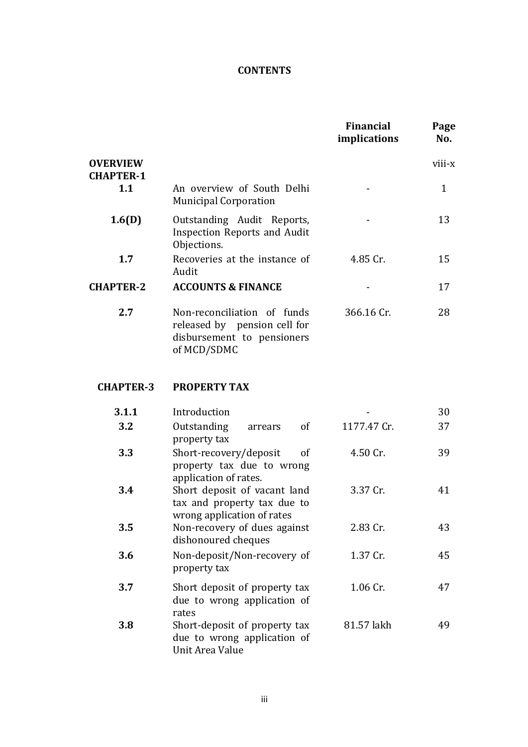# CONTENTS

| | | Financial implications | Page No. |
|---|---|---|---|
| **OVERVIEW** | | | viii-x |
| **CHAPTER-1** | | | |
| **1.1** | An overview of South Delhi Municipal Corporation | - | 1 |
| **1.6(D)** | Outstanding Audit Reports, Inspection Reports and Audit Objections. | - | 13 |
| **1.7** | Recoveries at the instance of Audit | 4.85 Cr. | 15 |
| **CHAPTER-2** | **ACCOUNTS & FINANCE** | - | 17 |
| **2.7** | Non-reconciliation of funds released by pension cell for disbursement to pensioners of MCD/SDMC | 366.16 Cr. | 28 |
| **CHAPTER-3** | **PROPERTY TAX** | | |
| **3.1.1** | Introduction | - | 30 |
| **3.2** | Outstanding arrears of property tax | 1177.47 Cr. | 37 |
| **3.3** | Short-recovery/deposit of property tax due to wrong application of rates. | 4.50 Cr. | 39 |
| **3.4** | Short deposit of vacant land tax and property tax due to wrong application of rates | 3.37 Cr. | 41 |
| **3.5** | Non-recovery of dues against dishonoured cheques | 2.83 Cr. | 43 |
| **3.6** | Non-deposit/Non-recovery of property tax | 1.37 Cr. | 45 |
| **3.7** | Short deposit of property tax due to wrong application of rates | 1.06 Cr. | 47 |
| **3.8** | Short-deposit of property tax due to wrong application of Unit Area Value | 81.57 lakh | 49 |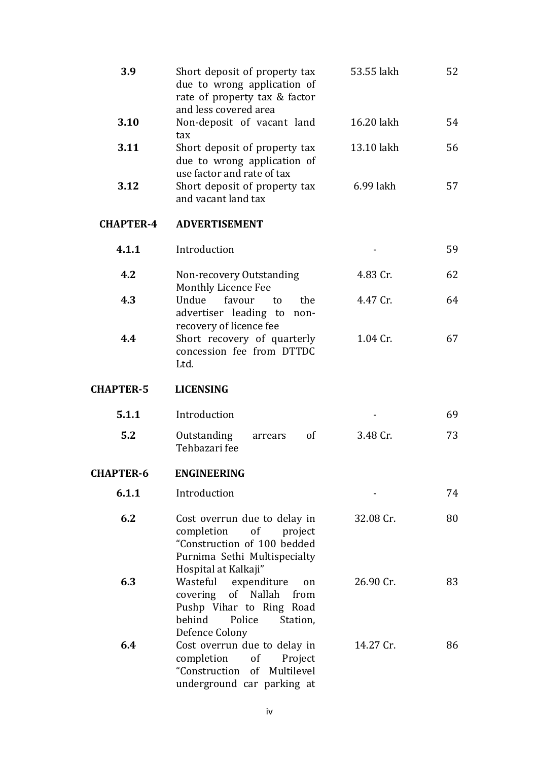| | | | |
|---|---|---|---|
| **3.9** | Short deposit of property tax due to wrong application of rate of property tax & factor and less covered area | 53.55 lakh | 52 |
| **3.10** | Non-deposit of vacant land tax | 16.20 lakh | 54 |
| **3.11** | Short deposit of property tax due to wrong application of use factor and rate of tax | 13.10 lakh | 56 |
| **3.12** | Short deposit of property tax and vacant land tax | 6.99 lakh | 57 |
| **CHAPTER-4** | **ADVERTISEMENT** | | |
| **4.1.1** | Introduction | - | 59 |
| **4.2** | Non-recovery Outstanding Monthly Licence Fee | 4.83 Cr. | 62 |
| **4.3** | Undue favour to the advertiser leading to non-recovery of licence fee | 4.47 Cr. | 64 |
| **4.4** | Short recovery of quarterly concession fee from DTTDC Ltd. | 1.04 Cr. | 67 |
| **CHAPTER-5** | **LICENSING** | | |
| **5.1.1** | Introduction | - | 69 |
| **5.2** | Outstanding arrears of Tehbazari fee | 3.48 Cr. | 73 |
| **CHAPTER-6** | **ENGINEERING** | | |
| **6.1.1** | Introduction | - | 74 |
| **6.2** | Cost overrun due to delay in completion of project "Construction of 100 bedded Purnima Sethi Multispecialty Hospital at Kalkaji" | 32.08 Cr. | 80 |
| **6.3** | Wasteful expenditure on covering of Nallah from Pushp Vihar to Ring Road behind Police Station, Defence Colony | 26.90 Cr. | 83 |
| **6.4** | Cost overrun due to delay in completion of Project "Construction of Multilevel underground car parking at | 14.27 Cr. | 86 |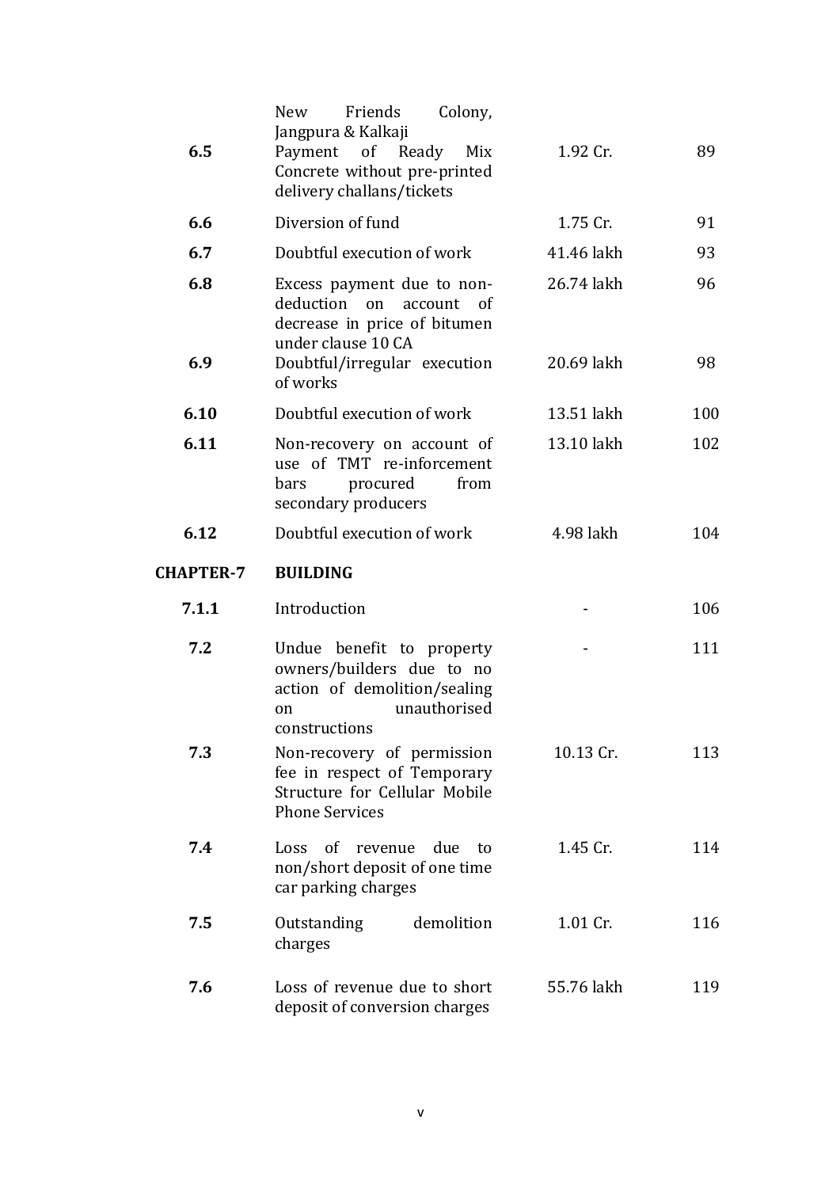| | | | |
|---|---|---|---|
| 6.5 | New Friends Colony, Jangpura & Kalkaji<br>Payment of Ready Mix Concrete without pre-printed delivery challans/tickets | 1.92 Cr. | 89 |
| 6.6 | Diversion of fund | 1.75 Cr. | 91 |
| 6.7 | Doubtful execution of work | 41.46 lakh | 93 |
| 6.8 | Excess payment due to non-deduction on account of decrease in price of bitumen under clause 10 CA | 26.74 lakh | 96 |
| 6.9 | Doubtful/irregular execution of works | 20.69 lakh | 98 |
| 6.10 | Doubtful execution of work | 13.51 lakh | 100 |
| 6.11 | Non-recovery on account of use of TMT re-inforcement bars procured from secondary producers | 13.10 lakh | 102 |
| 6.12 | Doubtful execution of work | 4.98 lakh | 104 |
| **CHAPTER-7** | **BUILDING** | | |
| 7.1.1 | Introduction | - | 106 |
| 7.2 | Undue benefit to property owners/builders due to no action of demolition/sealing on unauthorised constructions | - | 111 |
| 7.3 | Non-recovery of permission fee in respect of Temporary Structure for Cellular Mobile Phone Services | 10.13 Cr. | 113 |
| 7.4 | Loss of revenue due to non/short deposit of one time car parking charges | 1.45 Cr. | 114 |
| 7.5 | Outstanding demolition charges | 1.01 Cr. | 116 |
| 7.6 | Loss of revenue due to short deposit of conversion charges | 55.76 lakh | 119 |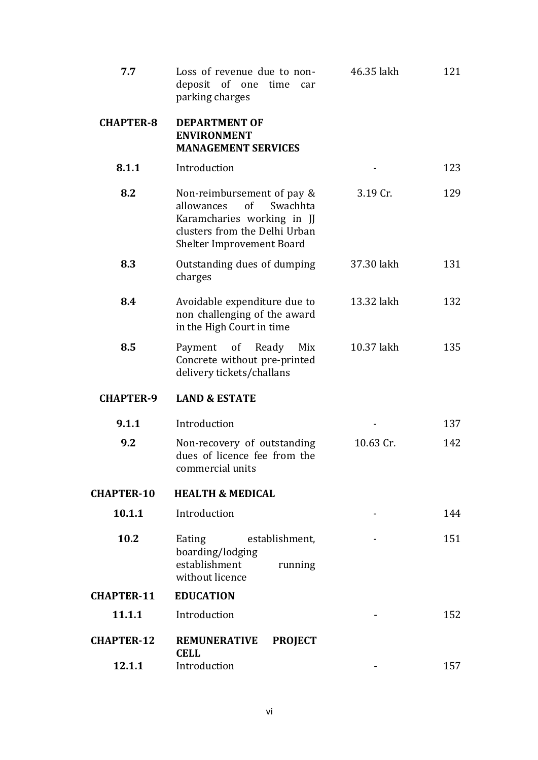| | | | |
|---|---|---|---|
| **7.7** | Loss of revenue due to non-deposit of one time car parking charges | 46.35 lakh | 121 |
| **CHAPTER-8** | **DEPARTMENT OF ENVIRONMENT MANAGEMENT SERVICES** | | |
| **8.1.1** | Introduction | - | 123 |
| **8.2** | Non-reimbursement of pay & allowances of Swachhta Karamcharies working in JJ clusters from the Delhi Urban Shelter Improvement Board | 3.19 Cr. | 129 |
| **8.3** | Outstanding dues of dumping charges | 37.30 lakh | 131 |
| **8.4** | Avoidable expenditure due to non challenging of the award in the High Court in time | 13.32 lakh | 132 |
| **8.5** | Payment of Ready Mix Concrete without pre-printed delivery tickets/challans | 10.37 lakh | 135 |
| **CHAPTER-9** | **LAND & ESTATE** | | |
| **9.1.1** | Introduction | - | 137 |
| **9.2** | Non-recovery of outstanding dues of licence fee from the commercial units | 10.63 Cr. | 142 |
| **CHAPTER-10** | **HEALTH & MEDICAL** | | |
| **10.1.1** | Introduction | - | 144 |
| **10.2** | Eating establishment, boarding/lodging establishment running without licence | - | 151 |
| **CHAPTER-11** | **EDUCATION** | | |
| **11.1.1** | Introduction | - | 152 |
| **CHAPTER-12** | **REMUNERATIVE PROJECT CELL** | | |
| **12.1.1** | Introduction | - | 157 |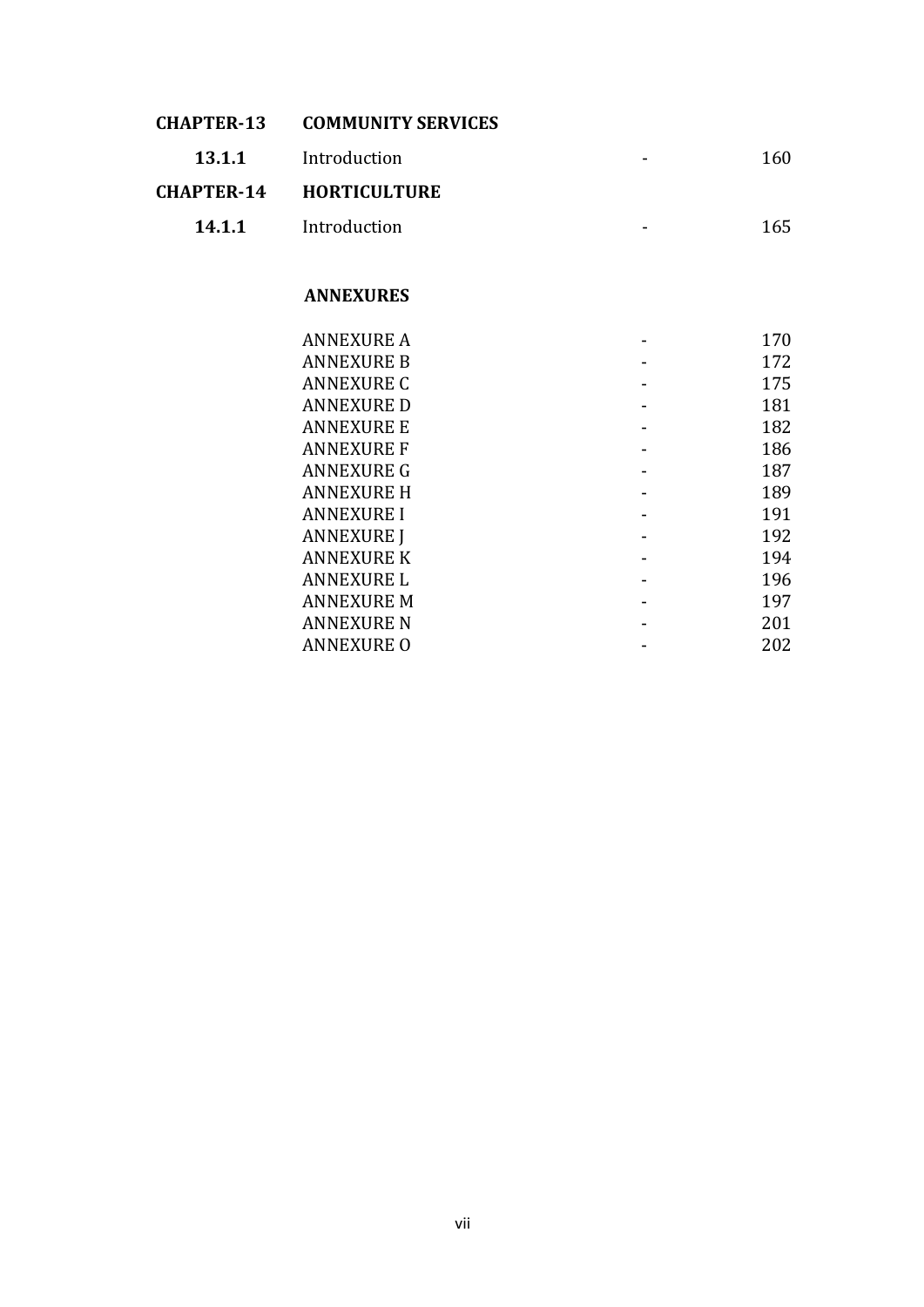| | | | |
|---|---|---|---|
| **CHAPTER-13** | **COMMUNITY SERVICES** | | |
| **13.1.1** | Introduction | - | 160 |
| **CHAPTER-14** | **HORTICULTURE** | | |
| **14.1.1** | Introduction | - | 165 |

**ANNEXURES**

| | | |
|---|---|---|
| ANNEXURE A | - | 170 |
| ANNEXURE B | - | 172 |
| ANNEXURE C | - | 175 |
| ANNEXURE D | - | 181 |
| ANNEXURE E | - | 182 |
| ANNEXURE F | - | 186 |
| ANNEXURE G | - | 187 |
| ANNEXURE H | - | 189 |
| ANNEXURE I | - | 191 |
| ANNEXURE J | - | 192 |
| ANNEXURE K | - | 194 |
| ANNEXURE L | - | 196 |
| ANNEXURE M | - | 197 |
| ANNEXURE N | - | 201 |
| ANNEXURE O | - | 202 |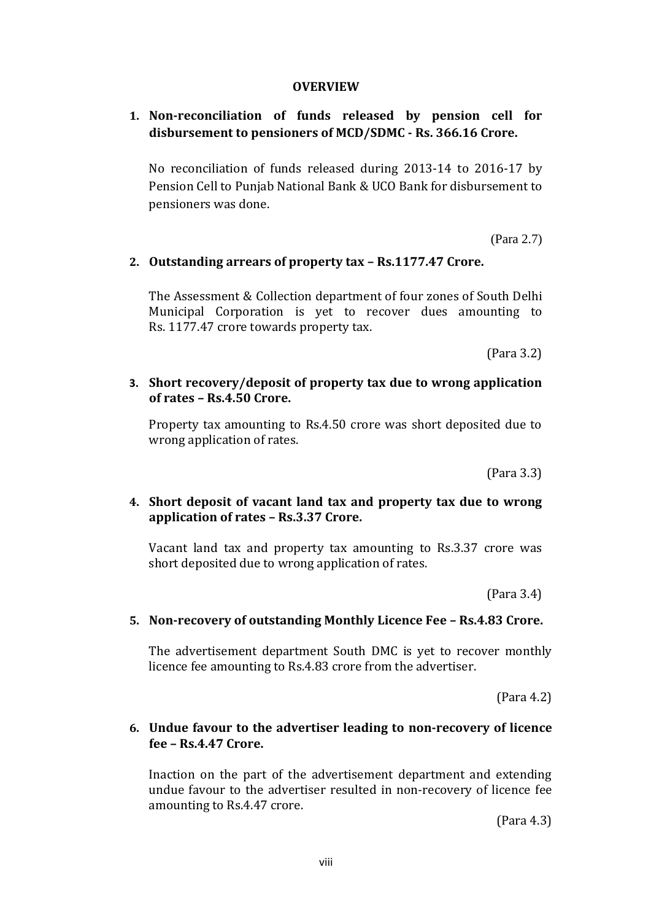# OVERVIEW

**1. Non-reconciliation of funds released by pension cell for disbursement to pensioners of MCD/SDMC - Rs. 366.16 Crore.**

No reconciliation of funds released during 2013-14 to 2016-17 by Pension Cell to Punjab National Bank & UCO Bank for disbursement to pensioners was done.

(Para 2.7)

**2. Outstanding arrears of property tax – Rs.1177.47 Crore.**

The Assessment & Collection department of four zones of South Delhi Municipal Corporation is yet to recover dues amounting to Rs. 1177.47 crore towards property tax.

(Para 3.2)

**3. Short recovery/deposit of property tax due to wrong application of rates – Rs.4.50 Crore.**

Property tax amounting to Rs.4.50 crore was short deposited due to wrong application of rates.

(Para 3.3)

**4. Short deposit of vacant land tax and property tax due to wrong application of rates – Rs.3.37 Crore.**

Vacant land tax and property tax amounting to Rs.3.37 crore was short deposited due to wrong application of rates.

(Para 3.4)

**5. Non-recovery of outstanding Monthly Licence Fee – Rs.4.83 Crore.**

The advertisement department South DMC is yet to recover monthly licence fee amounting to Rs.4.83 crore from the advertiser.

(Para 4.2)

**6. Undue favour to the advertiser leading to non-recovery of licence fee – Rs.4.47 Crore.**

Inaction on the part of the advertisement department and extending undue favour to the advertiser resulted in non-recovery of licence fee amounting to Rs.4.47 crore.

(Para 4.3)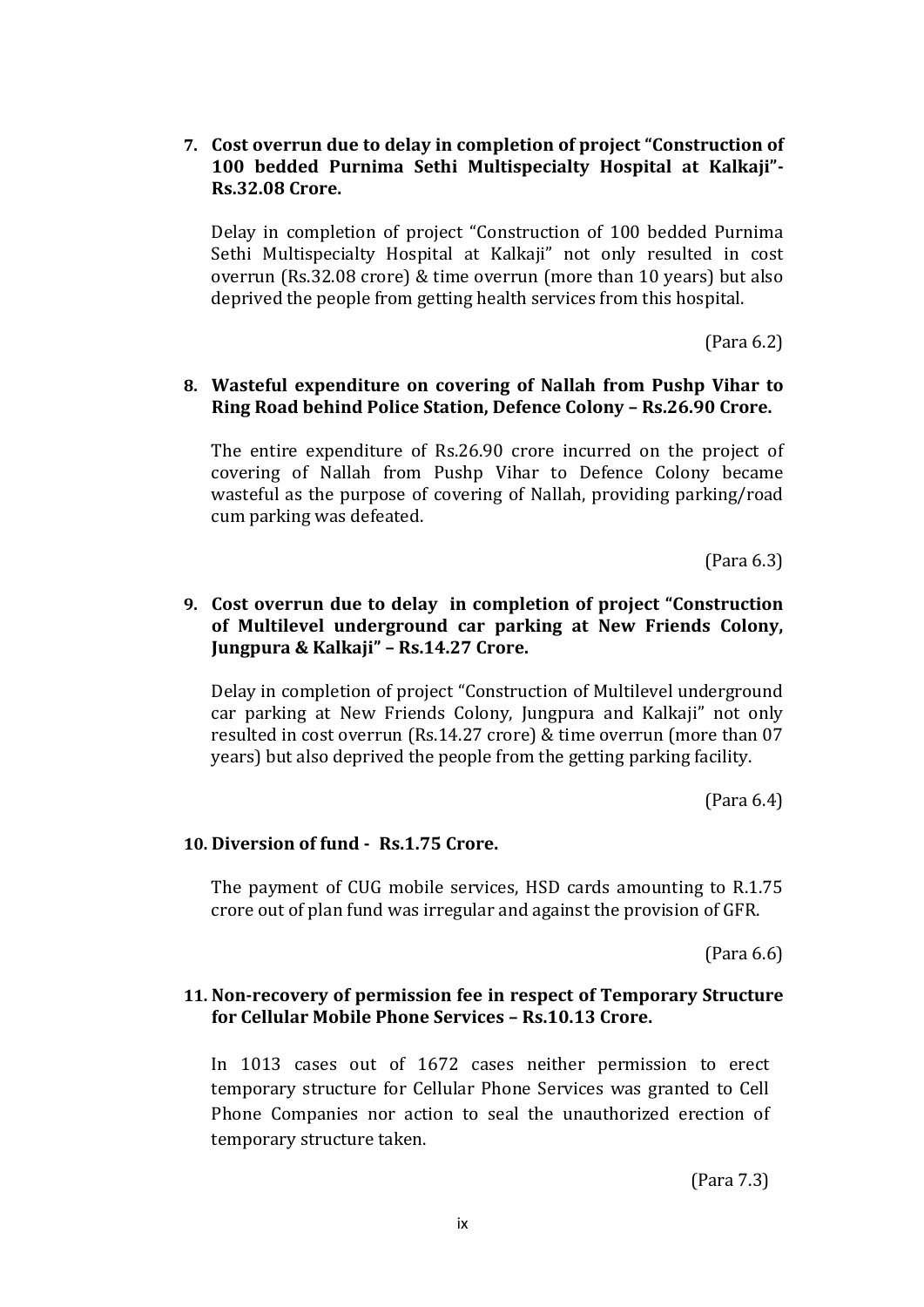**7. Cost overrun due to delay in completion of project "Construction of 100 bedded Purnima Sethi Multispecialty Hospital at Kalkaji"- Rs.32.08 Crore.**

Delay in completion of project "Construction of 100 bedded Purnima Sethi Multispecialty Hospital at Kalkaji" not only resulted in cost overrun (Rs.32.08 crore) & time overrun (more than 10 years) but also deprived the people from getting health services from this hospital.

(Para 6.2)

**8. Wasteful expenditure on covering of Nallah from Pushp Vihar to Ring Road behind Police Station, Defence Colony – Rs.26.90 Crore.**

The entire expenditure of Rs.26.90 crore incurred on the project of covering of Nallah from Pushp Vihar to Defence Colony became wasteful as the purpose of covering of Nallah, providing parking/road cum parking was defeated.

(Para 6.3)

**9. Cost overrun due to delay in completion of project "Construction of Multilevel underground car parking at New Friends Colony, Jungpura & Kalkaji" – Rs.14.27 Crore.**

Delay in completion of project "Construction of Multilevel underground car parking at New Friends Colony, Jungpura and Kalkaji" not only resulted in cost overrun (Rs.14.27 crore) & time overrun (more than 07 years) but also deprived the people from the getting parking facility.

(Para 6.4)

**10. Diversion of fund - Rs.1.75 Crore.**

The payment of CUG mobile services, HSD cards amounting to R.1.75 crore out of plan fund was irregular and against the provision of GFR.

(Para 6.6)

**11. Non-recovery of permission fee in respect of Temporary Structure for Cellular Mobile Phone Services – Rs.10.13 Crore.**

In 1013 cases out of 1672 cases neither permission to erect temporary structure for Cellular Phone Services was granted to Cell Phone Companies nor action to seal the unauthorized erection of temporary structure taken.

(Para 7.3)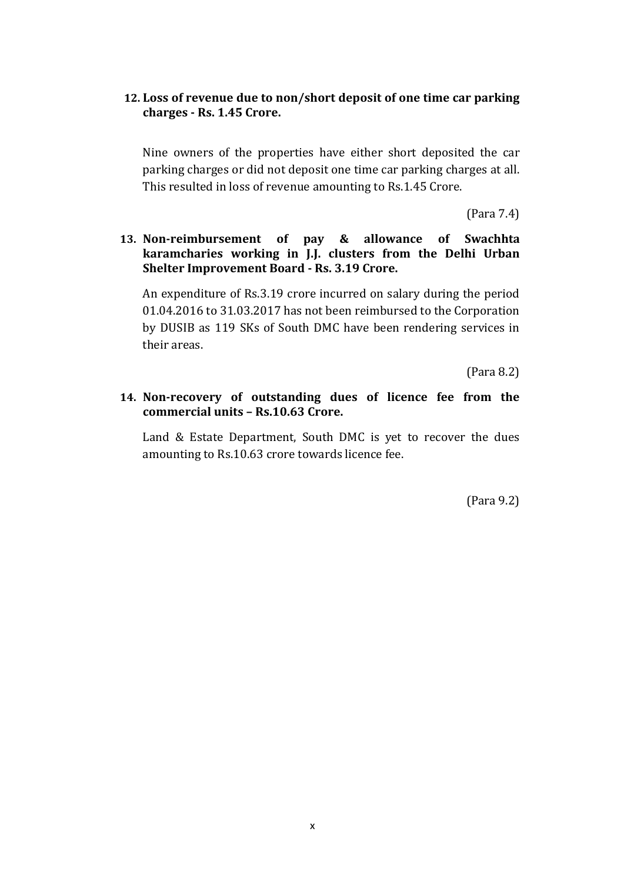**12. Loss of revenue due to non/short deposit of one time car parking charges - Rs. 1.45 Crore.**

Nine owners of the properties have either short deposited the car parking charges or did not deposit one time car parking charges at all. This resulted in loss of revenue amounting to Rs.1.45 Crore.

(Para 7.4)

**13. Non-reimbursement of pay & allowance of Swachhta karamcharies working in J.J. clusters from the Delhi Urban Shelter Improvement Board - Rs. 3.19 Crore.**

An expenditure of Rs.3.19 crore incurred on salary during the period 01.04.2016 to 31.03.2017 has not been reimbursed to the Corporation by DUSIB as 119 SKs of South DMC have been rendering services in their areas.

(Para 8.2)

**14. Non-recovery of outstanding dues of licence fee from the commercial units – Rs.10.63 Crore.**

Land & Estate Department, South DMC is yet to recover the dues amounting to Rs.10.63 crore towards licence fee.

(Para 9.2)